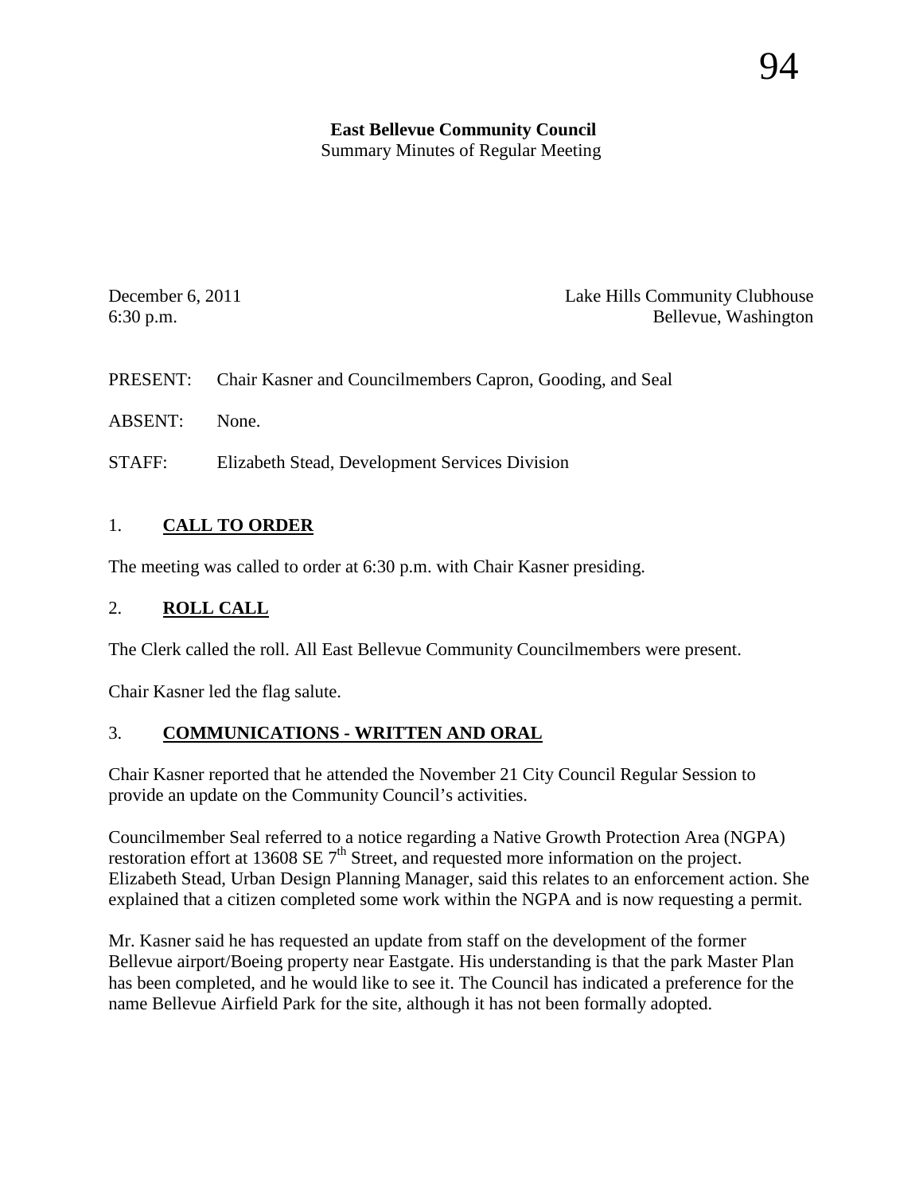**East Bellevue Community Council**
Summary Minutes of Regular Meeting

December 6, 2011
6:30 p.m.

Lake Hills Community Clubhouse
Bellevue, Washington

PRESENT: Chair Kasner and Councilmembers Capron, Gooding, and Seal

ABSENT: None.

STAFF: Elizabeth Stead, Development Services Division

## 1. CALL TO ORDER

The meeting was called to order at 6:30 p.m. with Chair Kasner presiding.

## 2. ROLL CALL

The Clerk called the roll. All East Bellevue Community Councilmembers were present.

Chair Kasner led the flag salute.

## 3. COMMUNICATIONS - WRITTEN AND ORAL

Chair Kasner reported that he attended the November 21 City Council Regular Session to provide an update on the Community Council's activities.

Councilmember Seal referred to a notice regarding a Native Growth Protection Area (NGPA) restoration effort at 13608 SE 7th Street, and requested more information on the project. Elizabeth Stead, Urban Design Planning Manager, said this relates to an enforcement action. She explained that a citizen completed some work within the NGPA and is now requesting a permit.

Mr. Kasner said he has requested an update from staff on the development of the former Bellevue airport/Boeing property near Eastgate. His understanding is that the park Master Plan has been completed, and he would like to see it. The Council has indicated a preference for the name Bellevue Airfield Park for the site, although it has not been formally adopted.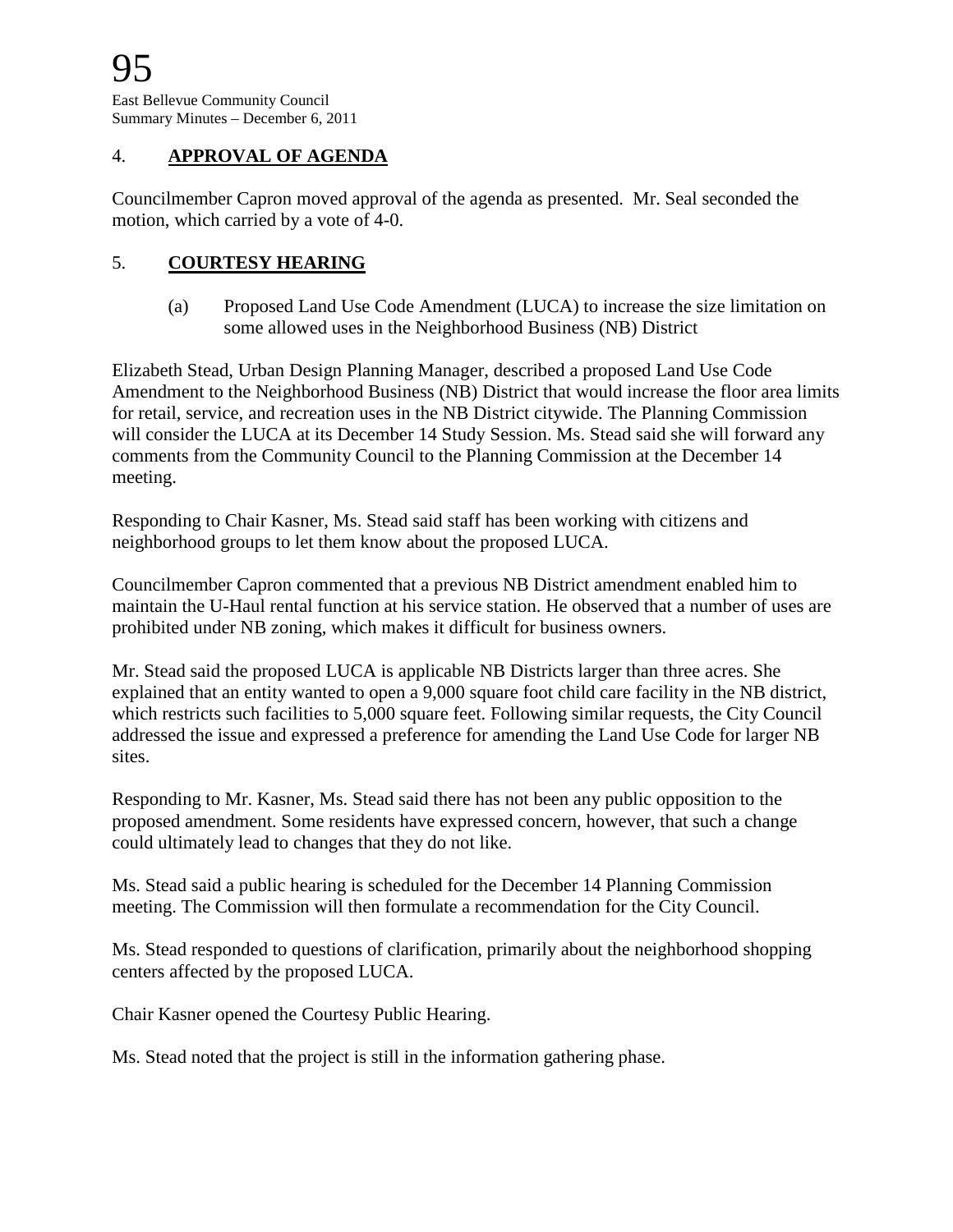## 4. **APPROVAL OF AGENDA**

Councilmember Capron moved approval of the agenda as presented. Mr. Seal seconded the motion, which carried by a vote of 4-0.

## 5. **COURTESY HEARING**

(a) Proposed Land Use Code Amendment (LUCA) to increase the size limitation on some allowed uses in the Neighborhood Business (NB) District

Elizabeth Stead, Urban Design Planning Manager, described a proposed Land Use Code Amendment to the Neighborhood Business (NB) District that would increase the floor area limits for retail, service, and recreation uses in the NB District citywide. The Planning Commission will consider the LUCA at its December 14 Study Session. Ms. Stead said she will forward any comments from the Community Council to the Planning Commission at the December 14 meeting.

Responding to Chair Kasner, Ms. Stead said staff has been working with citizens and neighborhood groups to let them know about the proposed LUCA.

Councilmember Capron commented that a previous NB District amendment enabled him to maintain the U-Haul rental function at his service station. He observed that a number of uses are prohibited under NB zoning, which makes it difficult for business owners.

Mr. Stead said the proposed LUCA is applicable NB Districts larger than three acres. She explained that an entity wanted to open a 9,000 square foot child care facility in the NB district, which restricts such facilities to 5,000 square feet. Following similar requests, the City Council addressed the issue and expressed a preference for amending the Land Use Code for larger NB sites.

Responding to Mr. Kasner, Ms. Stead said there has not been any public opposition to the proposed amendment. Some residents have expressed concern, however, that such a change could ultimately lead to changes that they do not like.

Ms. Stead said a public hearing is scheduled for the December 14 Planning Commission meeting. The Commission will then formulate a recommendation for the City Council.

Ms. Stead responded to questions of clarification, primarily about the neighborhood shopping centers affected by the proposed LUCA.

Chair Kasner opened the Courtesy Public Hearing.

Ms. Stead noted that the project is still in the information gathering phase.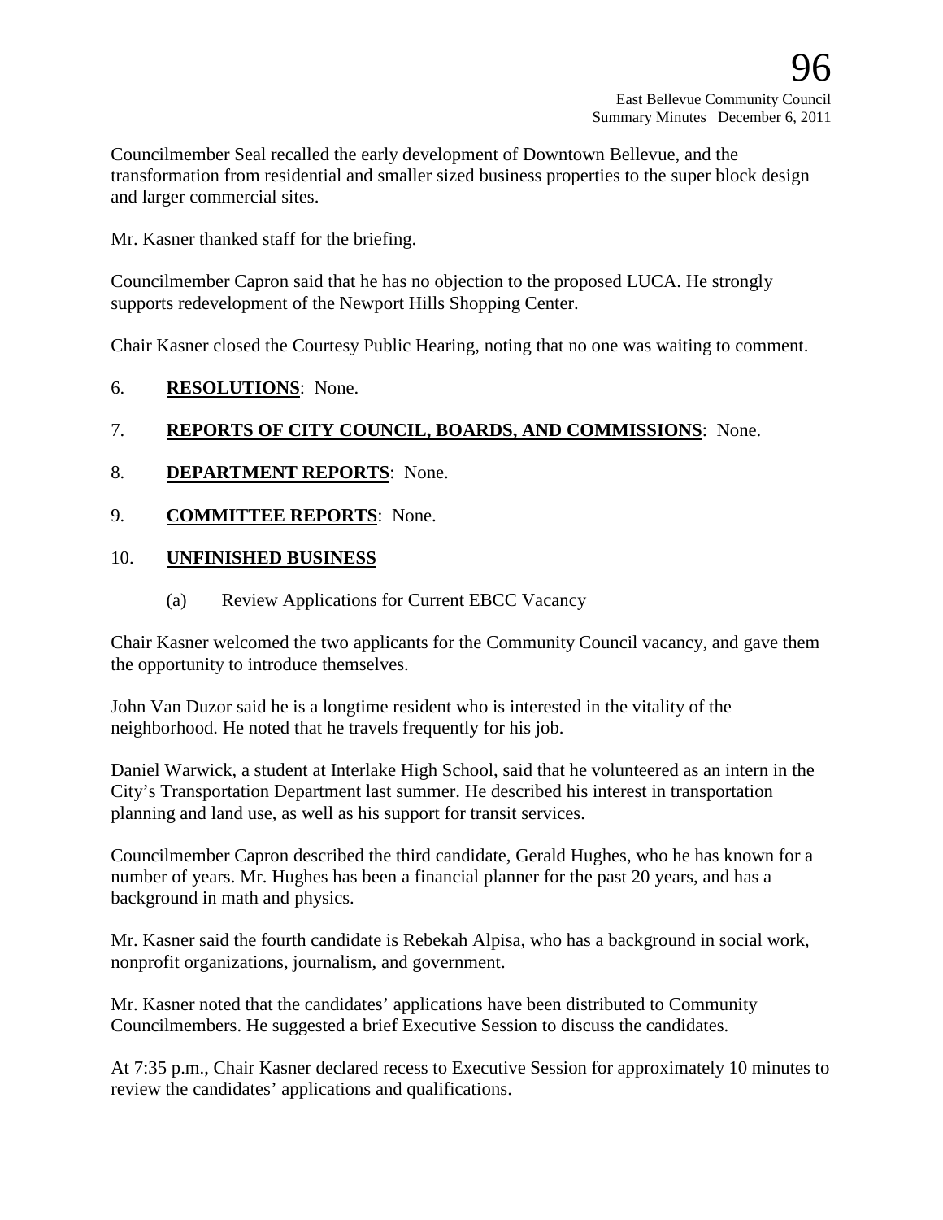Councilmember Seal recalled the early development of Downtown Bellevue, and the transformation from residential and smaller sized business properties to the super block design and larger commercial sites.

Mr. Kasner thanked staff for the briefing.

Councilmember Capron said that he has no objection to the proposed LUCA. He strongly supports redevelopment of the Newport Hills Shopping Center.

Chair Kasner closed the Courtesy Public Hearing, noting that no one was waiting to comment.

6. **RESOLUTIONS**: None.

7. **REPORTS OF CITY COUNCIL, BOARDS, AND COMMISSIONS**: None.

8. **DEPARTMENT REPORTS**: None.

9. **COMMITTEE REPORTS**: None.

10. **UNFINISHED BUSINESS**

    (a) Review Applications for Current EBCC Vacancy

Chair Kasner welcomed the two applicants for the Community Council vacancy, and gave them the opportunity to introduce themselves.

John Van Duzor said he is a longtime resident who is interested in the vitality of the neighborhood. He noted that he travels frequently for his job.

Daniel Warwick, a student at Interlake High School, said that he volunteered as an intern in the City's Transportation Department last summer. He described his interest in transportation planning and land use, as well as his support for transit services.

Councilmember Capron described the third candidate, Gerald Hughes, who he has known for a number of years. Mr. Hughes has been a financial planner for the past 20 years, and has a background in math and physics.

Mr. Kasner said the fourth candidate is Rebekah Alpisa, who has a background in social work, nonprofit organizations, journalism, and government.

Mr. Kasner noted that the candidates' applications have been distributed to Community Councilmembers. He suggested a brief Executive Session to discuss the candidates.

At 7:35 p.m., Chair Kasner declared recess to Executive Session for approximately 10 minutes to review the candidates' applications and qualifications.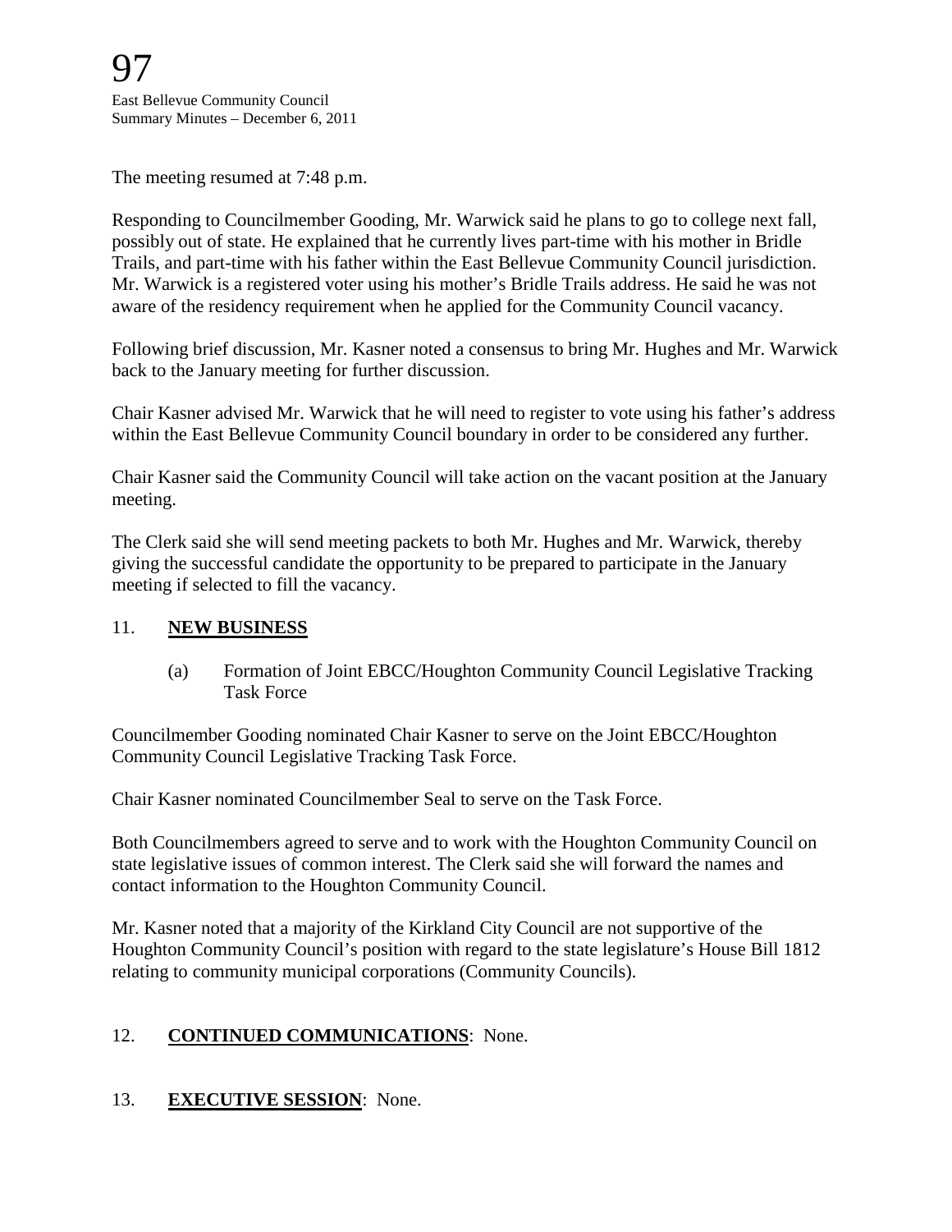The meeting resumed at 7:48 p.m.

Responding to Councilmember Gooding, Mr. Warwick said he plans to go to college next fall, possibly out of state. He explained that he currently lives part-time with his mother in Bridle Trails, and part-time with his father within the East Bellevue Community Council jurisdiction. Mr. Warwick is a registered voter using his mother's Bridle Trails address. He said he was not aware of the residency requirement when he applied for the Community Council vacancy.

Following brief discussion, Mr. Kasner noted a consensus to bring Mr. Hughes and Mr. Warwick back to the January meeting for further discussion.

Chair Kasner advised Mr. Warwick that he will need to register to vote using his father's address within the East Bellevue Community Council boundary in order to be considered any further.

Chair Kasner said the Community Council will take action on the vacant position at the January meeting.

The Clerk said she will send meeting packets to both Mr. Hughes and Mr. Warwick, thereby giving the successful candidate the opportunity to be prepared to participate in the January meeting if selected to fill the vacancy.

## 11. **NEW BUSINESS**

(a) Formation of Joint EBCC/Houghton Community Council Legislative Tracking Task Force

Councilmember Gooding nominated Chair Kasner to serve on the Joint EBCC/Houghton Community Council Legislative Tracking Task Force.

Chair Kasner nominated Councilmember Seal to serve on the Task Force.

Both Councilmembers agreed to serve and to work with the Houghton Community Council on state legislative issues of common interest. The Clerk said she will forward the names and contact information to the Houghton Community Council.

Mr. Kasner noted that a majority of the Kirkland City Council are not supportive of the Houghton Community Council's position with regard to the state legislature's House Bill 1812 relating to community municipal corporations (Community Councils).

## 12. **CONTINUED COMMUNICATIONS**: None.

## 13. **EXECUTIVE SESSION**: None.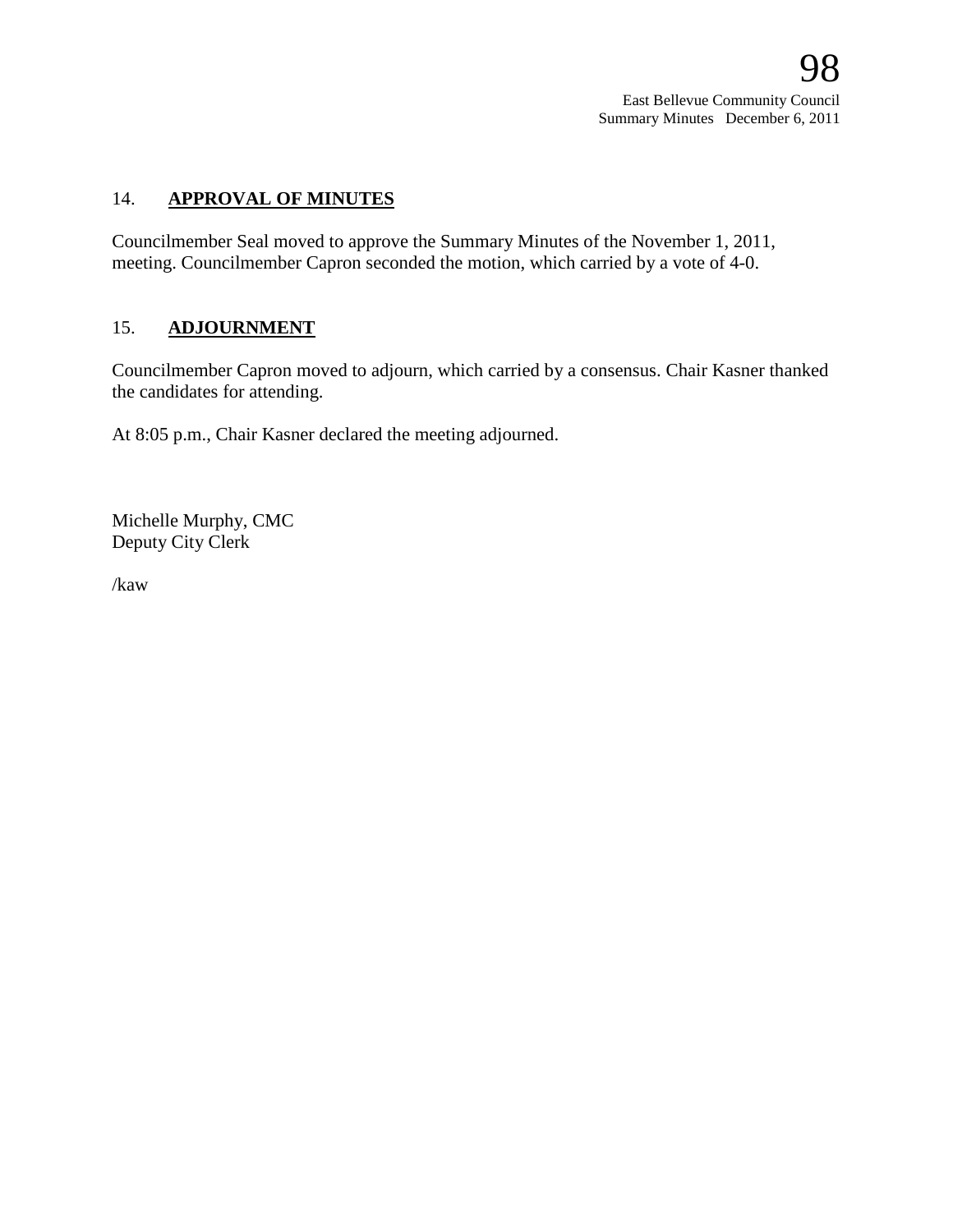## 14. **APPROVAL OF MINUTES**

Councilmember Seal moved to approve the Summary Minutes of the November 1, 2011, meeting. Councilmember Capron seconded the motion, which carried by a vote of 4-0.

## 15. **ADJOURNMENT**

Councilmember Capron moved to adjourn, which carried by a consensus. Chair Kasner thanked the candidates for attending.

At 8:05 p.m., Chair Kasner declared the meeting adjourned.

Michelle Murphy, CMC
Deputy City Clerk

/kaw